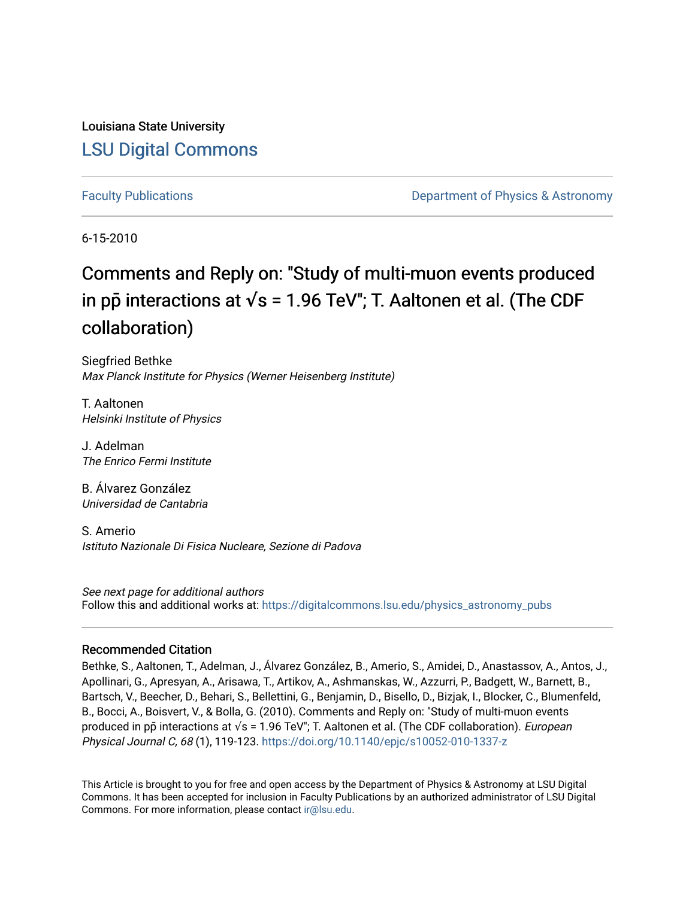Louisiana State University

# LSU Digital Commons

Faculty Publications

Department of Physics & Astronomy

6-15-2010

# Comments and Reply on: "Study of multi-muon events produced in pp̄ interactions at √s = 1.96 TeV"; T. Aaltonen et al. (The CDF collaboration)

Siegfried Bethke
*Max Planck Institute for Physics (Werner Heisenberg Institute)*

T. Aaltonen
*Helsinki Institute of Physics*

J. Adelman
*The Enrico Fermi Institute*

B. Álvarez González
*Universidad de Cantabria*

S. Amerio
*Istituto Nazionale Di Fisica Nucleare, Sezione di Padova*

*See next page for additional authors*

Follow this and additional works at: https://digitalcommons.lsu.edu/physics_astronomy_pubs

### Recommended Citation

Bethke, S., Aaltonen, T., Adelman, J., Álvarez González, B., Amerio, S., Amidei, D., Anastassov, A., Antos, J., Apollinari, G., Apresyan, A., Arisawa, T., Artikov, A., Ashmanskas, W., Azzurri, P., Badgett, W., Barnett, B., Bartsch, V., Beecher, D., Behari, S., Bellettini, G., Benjamin, D., Bisello, D., Bizjak, I., Blocker, C., Blumenfeld, B., Bocci, A., Boisvert, V., & Bolla, G. (2010). Comments and Reply on: "Study of multi-muon events produced in pp̄ interactions at √s = 1.96 TeV"; T. Aaltonen et al. (The CDF collaboration). *European Physical Journal C, 68* (1), 119-123. https://doi.org/10.1140/epjc/s10052-010-1337-z

This Article is brought to you for free and open access by the Department of Physics & Astronomy at LSU Digital Commons. It has been accepted for inclusion in Faculty Publications by an authorized administrator of LSU Digital Commons. For more information, please contact ir@lsu.edu.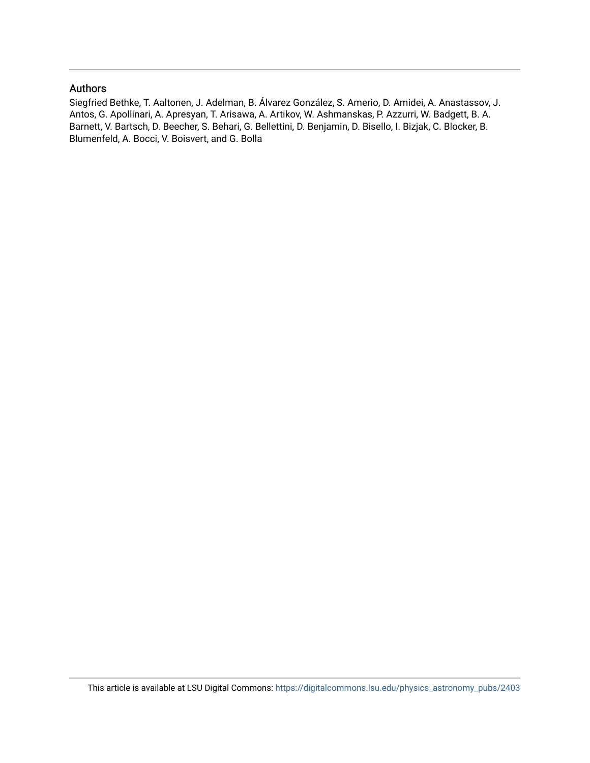## Authors

Siegfried Bethke, T. Aaltonen, J. Adelman, B. Álvarez González, S. Amerio, D. Amidei, A. Anastassov, J. Antos, G. Apollinari, A. Apresyan, T. Arisawa, A. Artikov, W. Ashmanskas, P. Azzurri, W. Badgett, B. A. Barnett, V. Bartsch, D. Beecher, S. Behari, G. Bellettini, D. Benjamin, D. Bisello, I. Bizjak, C. Blocker, B. Blumenfeld, A. Bocci, V. Boisvert, and G. Bolla

This article is available at LSU Digital Commons: https://digitalcommons.lsu.edu/physics_astronomy_pubs/2403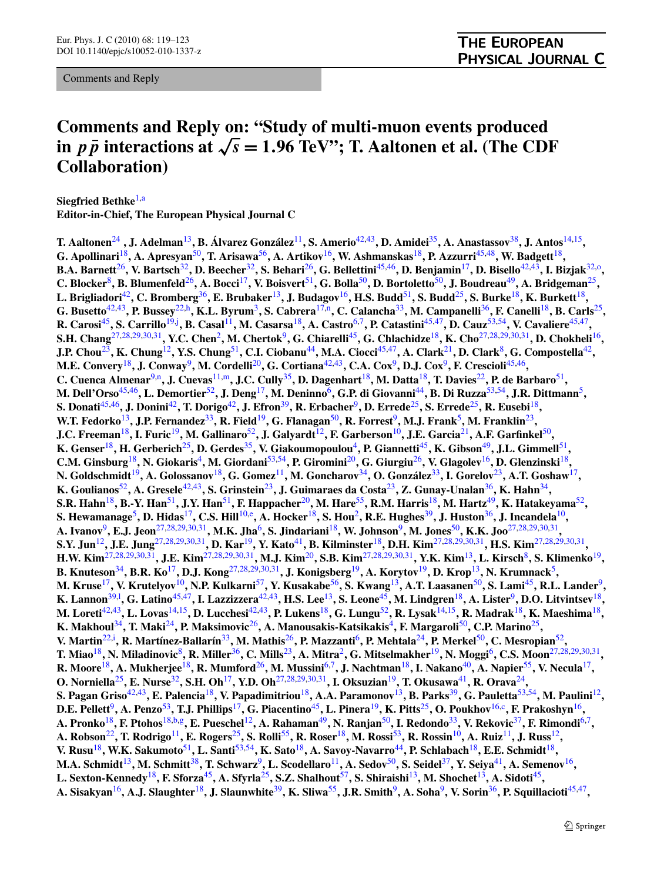Comments and Reply

# Comments and Reply on: "Study of multi-muon events produced in $p\bar{p}$ interactions at $\sqrt{s} = 1.96$ TeV"; T. Aaltonen et al. (The CDF Collaboration)

**Siegfried Bethke**[1,a]

**Editor-in-Chief, The European Physical Journal C**

**T. Aaltonen**[24], **J. Adelman**[13], **B. Álvarez González**[11], **S. Amerio**[42,43], **D. Amidei**[35], **A. Anastassov**[38], **J. Antos**[14,15], **G. Apollinari**[18], **A. Apresyan**[50], **T. Arisawa**[56], **A. Artikov**[16], **W. Ashmanskas**[18], **P. Azzurri**[45,48], **W. Badgett**[18], **B.A. Barnett**[26], **V. Bartsch**[32], **D. Beecher**[32], **S. Behari**[26], **G. Bellettini**[45,46], **D. Benjamin**[17], **D. Bisello**[42,43], **I. Bizjak**[32,o], **C. Blocker**[8], **B. Blumenfeld**[26], **A. Bocci**[17], **V. Boisvert**[51], **G. Bolla**[50], **D. Bortoletto**[50], **J. Boudreau**[49], **A. Bridgeman**[25], **L. Brigliadori**[42], **C. Bromberg**[36], **E. Brubaker**[13], **J. Budagov**[16], **H.S. Budd**[51], **S. Budd**[25], **S. Burke**[18], **K. Burkett**[18], **G. Busetto**[42,43], **P. Bussey**[22,h], **K.L. Byrum**[3], **S. Cabrera**[17,n], **C. Calancha**[33], **M. Campanelli**[36], **F. Canelli**[18], **B. Carls**[25], **R. Carosi**[45], **S. Carrillo**[19,j], **B. Casal**[11], **M. Casarsa**[18], **A. Castro**[6,7], **P. Catastini**[45,47], **D. Cauz**[53,54], **V. Cavaliere**[45,47], **S.H. Chang**[27,28,29,30,31], **Y.C. Chen**[2], **M. Chertok**[9], **G. Chiarelli**[45], **G. Chlachidze**[18], **K. Cho**[27,28,29,30,31], **D. Chokheli**[16], **J.P. Chou**[23], **K. Chung**[12], **Y.S. Chung**[51], **C.I. Ciobanu**[44], **M.A. Ciocci**[45,47], **A. Clark**[21], **D. Clark**[8], **G. Compostella**[42], **M.E. Convery**[18], **J. Conway**[9], **M. Cordelli**[20], **G. Cortiana**[42,43], **C.A. Cox**[9], **D.J. Cox**[9], **F. Crescioli**[45,46], **C. Cuenca Almenar**[9,n], **J. Cuevas**[11,m], **J.C. Cully**[35], **D. Dagenhart**[18], **M. Datta**[18], **T. Davies**[22], **P. de Barbaro**[51], **M. Dell'Orso**[45,46], **L. Demortier**[52], **J. Deng**[17], **M. Deninno**[6], **G.P. di Giovanni**[44], **B. Di Ruzza**[53,54], **J.R. Dittmann**[5], **S. Donati**[45,46], **J. Donini**[42], **T. Dorigo**[42], **J. Efron**[39], **R. Erbacher**[9], **D. Errede**[25], **S. Errede**[25], **R. Eusebi**[18], **W.T. Fedorko**[13], **J.P. Fernandez**[33], **R. Field**[19], **G. Flanagan**[50], **R. Forrest**[9], **M.J. Frank**[5], **M. Franklin**[23], **J.C. Freeman**[18], **I. Furic**[19], **M. Gallinaro**[52], **J. Galyardt**[12], **F. Garberson**[10], **J.E. Garcia**[21], **A.F. Garfinkel**[50], **K. Genser**[18], **H. Gerberich**[25], **D. Gerdes**[35], **V. Giakoumopoulou**[4], **P. Giannetti**[45], **K. Gibson**[49], **J.L. Gimmell**[51], **C.M. Ginsburg**[18], **N. Giokaris**[4], **M. Giordani**[53,54], **P. Giromini**[20], **G. Giurgiu**[26], **V. Glagolev**[16], **D. Glenzinski**[18], **N. Goldschmidt**[19], **A. Golossanov**[18], **G. Gomez**[11], **M. Goncharov**[34], **O. González**[33], **I. Gorelov**[23], **A.T. Goshaw**[17], **K. Goulianos**[52], **A. Gresele**[42,43], **S. Grinstein**[23], **J. Guimaraes da Costa**[23], **Z. Gunay-Unalan**[36], **K. Hahn**[34], **S.R. Hahn**[18], **B.-Y. Han**[51], **J.Y. Han**[51], **F. Happacher**[20], **M. Hare**[55], **R.M. Harris**[18], **M. Hartz**[49], **K. Hatakeyama**[52], **S. Hewamanage**[5], **D. Hidas**[17], **C.S. Hill**[10,e], **A. Hocker**[18], **S. Hou**[2], **R.E. Hughes**[39], **J. Huston**[36], **J. Incandela**[10], **A. Ivanov**[9], **E.J. Jeon**[27,28,29,30,31], **M.K. Jha**[6], **S. Jindariani**[18], **W. Johnson**[9], **M. Jones**[50], **K.K. Joo**[27,28,29,30,31], **S.Y. Jun**[12], **J.E. Jung**[27,28,29,30,31], **D. Kar**[19], **Y. Kato**[41], **B. Kilminster**[18], **D.H. Kim**[27,28,29,30,31], **H.S. Kim**[27,28,29,30,31], **H.W. Kim**[27,28,29,30,31], **J.E. Kim**[27,28,29,30,31], **M.J. Kim**[20], **S.B. Kim**[27,28,29,30,31], **Y.K. Kim**[13], **L. Kirsch**[8], **S. Klimenko**[19], **B. Knuteson**[34], **B.R. Ko**[17], **D.J. Kong**[27,28,29,30,31], **J. Konigsberg**[19], **A. Korytov**[19], **D. Krop**[13], **N. Krumnack**[5], **M. Kruse**[17], **V. Krutelyov**[10], **N.P. Kulkarni**[57], **Y. Kusakabe**[56], **S. Kwang**[13], **A.T. Laasanen**[50], **S. Lami**[45], **R.L. Lander**[9], **K. Lannon**[39,l], **G. Latino**[45,47], **I. Lazzizzera**[42,43], **H.S. Lee**[13], **S. Leone**[45], **M. Lindgren**[18], **A. Lister**[9], **D.O. Litvintsev**[18], **M. Loreti**[42,43], **L. Lovas**[14,15], **D. Lucchesi**[42,43], **P. Lukens**[18], **G. Lungu**[52], **R. Lysak**[14,15], **R. Madrak**[18], **K. Maeshima**[18], **K. Makhoul**[34], **T. Maki**[24], **P. Maksimovic**[26], **A. Manousakis-Katsikakis**[4], **F. Margaroli**[50], **C.P. Marino**[25], **V. Martin**[22,i], **R. Martínez-Ballarín**[33], **M. Mathis**[26], **P. Mazzanti**[6], **P. Mehtala**[24], **P. Merkel**[50], **C. Mesropian**[52], **T. Miao**[18], **N. Miladinovic**[8], **R. Miller**[36], **C. Mills**[23], **A. Mitra**[2], **G. Mitselmakher**[19], **N. Moggi**[6], **C.S. Moon**[27,28,29,30,31], **R. Moore**[18], **A. Mukherjee**[18], **R. Mumford**[26], **M. Mussini**[6,7], **J. Nachtman**[18], **I. Nakano**[40], **A. Napier**[55], **V. Necula**[17], **O. Norniella**[25], **E. Nurse**[32], **S.H. Oh**[17], **Y.D. Oh**[27,28,29,30,31], **I. Oksuzian**[19], **T. Okusawa**[41], **R. Orava**[24], **S. Pagan Griso**[42,43], **E. Palencia**[18], **V. Papadimitriou**[18], **A.A. Paramonov**[13], **B. Parks**[39], **G. Pauletta**[53,54], **M. Paulini**[12], **D.E. Pellett**[9], **A. Penzo**[53], **T.J. Phillips**[17], **G. Piacentino**[45], **L. Pinera**[19], **K. Pitts**[25], **O. Poukhov**[16,c], **F. Prakoshyn**[16], **A. Pronko**[18], **F. Ptohos**[18,b,g], **E. Pueschel**[12], **A. Rahaman**[49], **N. Ranjan**[50], **I. Redondo**[33], **V. Rekovic**[37], **F. Rimondi**[6,7], **A. Robson**[22], **T. Rodrigo**[11], **E. Rogers**[25], **S. Rolli**[55], **R. Roser**[18], **M. Rossi**[53], **R. Rossin**[10], **A. Ruiz**[11], **J. Russ**[12], **V. Rusu**[18], **W.K. Sakumoto**[51], **L. Santi**[53,54], **K. Sato**[18], **A. Savoy-Navarro**[44], **P. Schlabach**[18], **E.E. Schmidt**[18], **M.A. Schmidt**[13], **M. Schmitt**[38], **T. Schwarz**[9], **L. Scodellaro**[11], **A. Sedov**[50], **S. Seidel**[37], **Y. Seiya**[41], **A. Semenov**[16], **L. Sexton-Kennedy**[18], **F. Sforza**[45], **A. Sfyrla**[25], **S.Z. Shalhout**[57], **S. Shiraishi**[13], **M. Shochet**[13], **A. Sidoti**[45], **A. Sisakyan**[16], **A.J. Slaughter**[18], **J. Slaunwhite**[39], **K. Sliwa**[55], **J.R. Smith**[9], **A. Soha**[9], **V. Sorin**[36], **P. Squillacioti**[45,47],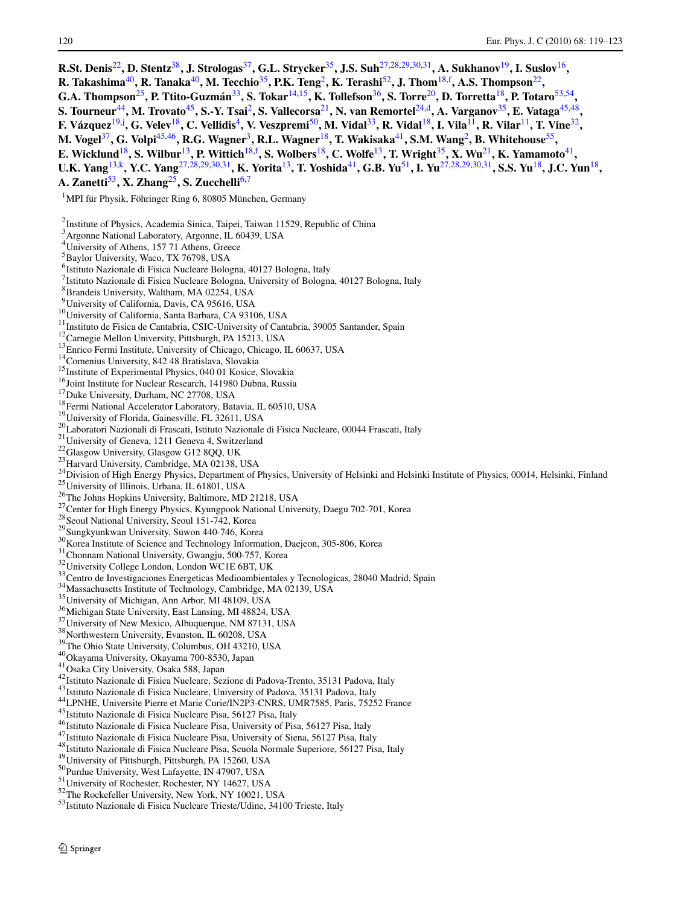**R.St. Denis**[22], **D. Stentz**[38], **J. Strologas**[37], **G.L. Strycker**[35], **J.S. Suh**[27,28,29,30,31], **A. Sukhanov**[19], **I. Suslov**[16], **R. Takashima**[40], **R. Tanaka**[40], **M. Tecchio**[35], **P.K. Teng**[2], **K. Terashi**[52], **J. Thom**[18,f], **A.S. Thompson**[22], **G.A. Thompson**[25], **P. Ttito-Guzmán**[33], **S. Tokar**[14,15], **K. Tollefson**[36], **S. Torre**[20], **D. Torretta**[18], **P. Totaro**[53,54], **S. Tourneur**[44], **M. Trovato**[45], **S.-Y. Tsai**[2], **S. Vallecorsa**[21], **N. van Remortel**[24,d], **A. Varganov**[35], **E. Vataga**[45,48], **F. Vázquez**[19,j], **G. Velev**[18], **C. Vellidis**[4], **V. Veszpremi**[50], **M. Vidal**[33], **R. Vidal**[18], **I. Vila**[11], **R. Vilar**[11], **T. Vine**[32], **M. Vogel**[37], **G. Volpi**[45,46], **R.G. Wagner**[3], **R.L. Wagner**[18], **T. Wakisaka**[41], **S.M. Wang**[2], **B. Whitehouse**[55], **E. Wicklund**[18], **S. Wilbur**[13], **P. Wittich**[18,f], **S. Wolbers**[18], **C. Wolfe**[13], **T. Wright**[35], **X. Wu**[21], **K. Yamamoto**[41], **U.K. Yang**[13,k], **Y.C. Yang**[27,28,29,30,31], **K. Yorita**[13], **T. Yoshida**[41], **G.B. Yu**[51], **I. Yu**[27,28,29,30,31], **S.S. Yu**[18], **J.C. Yun**[18], **A. Zanetti**[53], **X. Zhang**[25], **S. Zucchelli**[6,7]

[1]MPI für Physik, Föhringer Ring 6, 80805 München, Germany

[2]Institute of Physics, Academia Sinica, Taipei, Taiwan 11529, Republic of China
[3]Argonne National Laboratory, Argonne, IL 60439, USA
[4]University of Athens, 157 71 Athens, Greece
[5]Baylor University, Waco, TX 76798, USA
[6]Istituto Nazionale di Fisica Nucleare Bologna, 40127 Bologna, Italy
[7]Istituto Nazionale di Fisica Nucleare Bologna, University of Bologna, 40127 Bologna, Italy
[8]Brandeis University, Waltham, MA 02254, USA
[9]University of California, Davis, CA 95616, USA
[10]University of California, Santa Barbara, CA 93106, USA
[11]Instituto de Fisica de Cantabria, CSIC-University of Cantabria, 39005 Santander, Spain
[12]Carnegie Mellon University, Pittsburgh, PA 15213, USA
[13]Enrico Fermi Institute, University of Chicago, Chicago, IL 60637, USA
[14]Comenius University, 842 48 Bratislava, Slovakia
[15]Institute of Experimental Physics, 040 01 Kosice, Slovakia
[16]Joint Institute for Nuclear Research, 141980 Dubna, Russia
[17]Duke University, Durham, NC 27708, USA
[18]Fermi National Accelerator Laboratory, Batavia, IL 60510, USA
[19]University of Florida, Gainesville, FL 32611, USA
[20]Laboratori Nazionali di Frascati, Istituto Nazionale di Fisica Nucleare, 00044 Frascati, Italy
[21]University of Geneva, 1211 Geneva 4, Switzerland
[22]Glasgow University, Glasgow G12 8QQ, UK
[23]Harvard University, Cambridge, MA 02138, USA
[24]Division of High Energy Physics, Department of Physics, University of Helsinki and Helsinki Institute of Physics, 00014, Helsinki, Finland
[25]University of Illinois, Urbana, IL 61801, USA
[26]The Johns Hopkins University, Baltimore, MD 21218, USA
[27]Center for High Energy Physics, Kyungpook National University, Daegu 702-701, Korea
[28]Seoul National University, Seoul 151-742, Korea
[29]Sungkyunkwan University, Suwon 440-746, Korea
[30]Korea Institute of Science and Technology Information, Daejeon, 305-806, Korea
[31]Chonnam National University, Gwangju, 500-757, Korea
[32]University College London, London WC1E 6BT, UK
[33]Centro de Investigaciones Energeticas Medioambientales y Tecnologicas, 28040 Madrid, Spain
[34]Massachusetts Institute of Technology, Cambridge, MA 02139, USA
[35]University of Michigan, Ann Arbor, MI 48109, USA
[36]Michigan State University, East Lansing, MI 48824, USA
[37]University of New Mexico, Albuquerque, NM 87131, USA
[38]Northwestern University, Evanston, IL 60208, USA
[39]The Ohio State University, Columbus, OH 43210, USA
[40]Okayama University, Okayama 700-8530, Japan
[41]Osaka City University, Osaka 588, Japan
[42]Istituto Nazionale di Fisica Nucleare, Sezione di Padova-Trento, 35131 Padova, Italy
[43]Istituto Nazionale di Fisica Nucleare, University of Padova, 35131 Padova, Italy
[44]LPNHE, Universite Pierre et Marie Curie/IN2P3-CNRS, UMR7585, Paris, 75252 France
[45]Istituto Nazionale di Fisica Nucleare Pisa, 56127 Pisa, Italy
[46]Istituto Nazionale di Fisica Nucleare Pisa, University of Pisa, 56127 Pisa, Italy
[47]Istituto Nazionale di Fisica Nucleare Pisa, University of Siena, 56127 Pisa, Italy
[48]Istituto Nazionale di Fisica Nucleare Pisa, Scuola Normale Superiore, 56127 Pisa, Italy
[49]University of Pittsburgh, Pittsburgh, PA 15260, USA
[50]Purdue University, West Lafayette, IN 47907, USA
[51]University of Rochester, Rochester, NY 14627, USA
[52]The Rockefeller University, New York, NY 10021, USA
[53]Istituto Nazionale di Fisica Nucleare Trieste/Udine, 34100 Trieste, Italy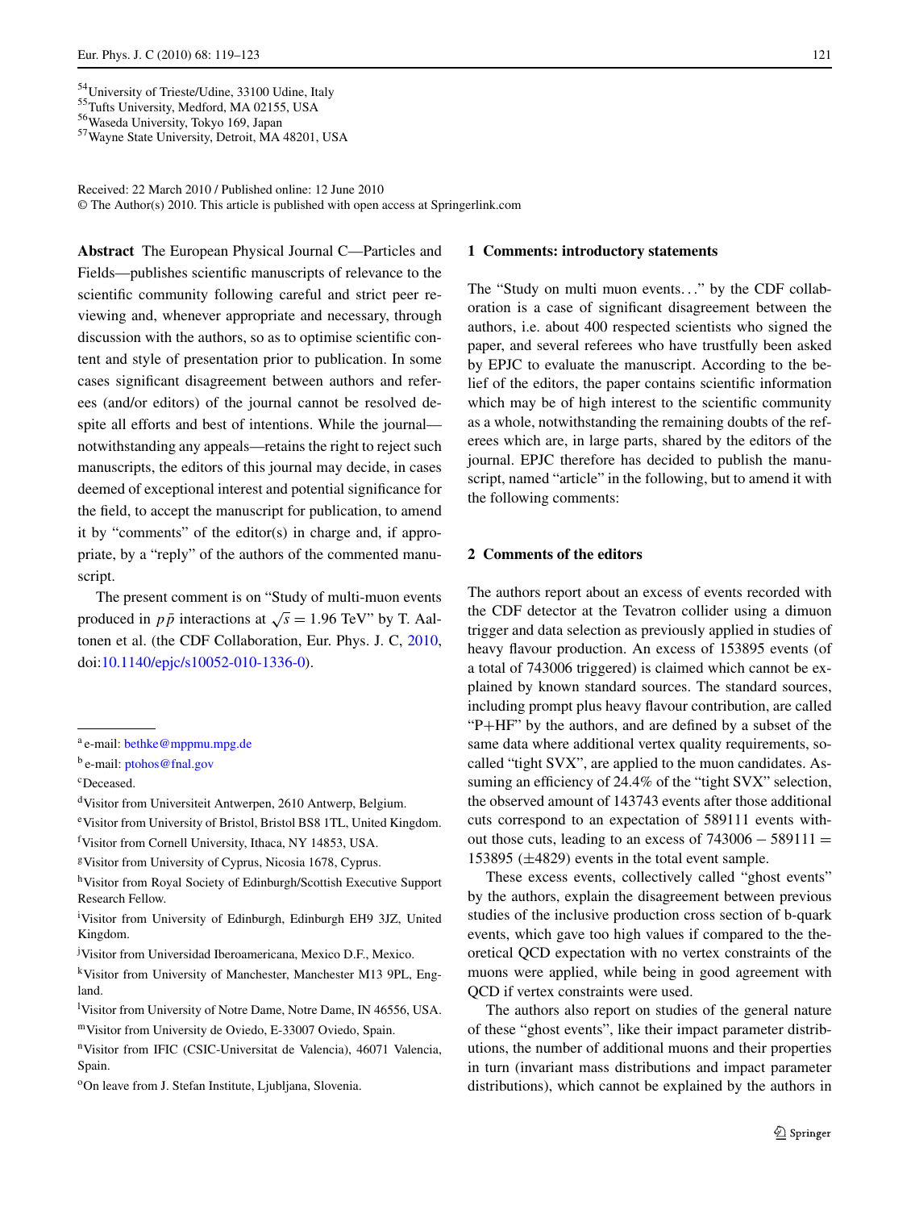[54]University of Trieste/Udine, 33100 Udine, Italy
[55]Tufts University, Medford, MA 02155, USA
[56]Waseda University, Tokyo 169, Japan
[57]Wayne State University, Detroit, MI 48201, USA

Received: 22 March 2010 / Published online: 12 June 2010
© The Author(s) 2010. This article is published with open access at Springerlink.com

**Abstract** The European Physical Journal C—Particles and Fields—publishes scientific manuscripts of relevance to the scientific community following careful and strict peer reviewing and, whenever appropriate and necessary, through discussion with the authors, so as to optimise scientific content and style of presentation prior to publication. In some cases significant disagreement between authors and referees (and/or editors) of the journal cannot be resolved despite all efforts and best of intentions. While the journal—notwithstanding any appeals—retains the right to reject such manuscripts, the editors of this journal may decide, in cases deemed of exceptional interest and potential significance for the field, to accept the manuscript for publication, to amend it by "comments" of the editor(s) in charge and, if appropriate, by a "reply" of the authors of the commented manuscript.

The present comment is on "Study of multi-muon events produced in $p\bar{p}$ interactions at $\sqrt{s} = 1.96$ TeV" by T. Aaltonen et al. (the CDF Collaboration, Eur. Phys. J. C, 2010, doi:10.1140/epjc/s10052-010-1336-0).

[a] e-mail: bethke@mppmu.mpg.de

[b] e-mail: ptohos@fnal.gov

[c]Deceased.

[d]Visitor from Universiteit Antwerpen, 2610 Antwerp, Belgium.

[e]Visitor from University of Bristol, Bristol BS8 1TL, United Kingdom.

[f]Visitor from Cornell University, Ithaca, NY 14853, USA.

[g]Visitor from University of Cyprus, Nicosia 1678, Cyprus.

[h]Visitor from Royal Society of Edinburgh/Scottish Executive Support Research Fellow.

[i]Visitor from University of Edinburgh, Edinburgh EH9 3JZ, United Kingdom.

[j]Visitor from Universidad Iberoamericana, Mexico D.F., Mexico.

[k]Visitor from University of Manchester, Manchester M13 9PL, England.

[l]Visitor from University of Notre Dame, Notre Dame, IN 46556, USA.

[m]Visitor from University de Oviedo, E-33007 Oviedo, Spain.

[n]Visitor from IFIC (CSIC-Universitat de Valencia), 46071 Valencia, Spain.

[o]On leave from J. Stefan Institute, Ljubljana, Slovenia.

## 1 Comments: introductory statements

The "Study on multi muon events…" by the CDF collaboration is a case of significant disagreement between the authors, i.e. about 400 respected scientists who signed the paper, and several referees who have trustfully been asked by EPJC to evaluate the manuscript. According to the belief of the editors, the paper contains scientific information which may be of high interest to the scientific community as a whole, notwithstanding the remaining doubts of the referees which are, in large parts, shared by the editors of the journal. EPJC therefore has decided to publish the manuscript, named "article" in the following, but to amend it with the following comments:

## 2 Comments of the editors

The authors report about an excess of events recorded with the CDF detector at the Tevatron collider using a dimuon trigger and data selection as previously applied in studies of heavy flavour production. An excess of 153895 events (of a total of 743006 triggered) is claimed which cannot be explained by known standard sources. The standard sources, including prompt plus heavy flavour contribution, are called "P+HF" by the authors, and are defined by a subset of the same data where additional vertex quality requirements, so-called "tight SVX", are applied to the muon candidates. Assuming an efficiency of 24.4% of the "tight SVX" selection, the observed amount of 143743 events after those additional cuts correspond to an expectation of 589111 events without those cuts, leading to an excess of $743006 - 589111 = 153895$ ($\pm 4829$) events in the total event sample.

These excess events, collectively called "ghost events" by the authors, explain the disagreement between previous studies of the inclusive production cross section of b-quark events, which gave too high values if compared to the theoretical QCD expectation with no vertex constraints of the muons were applied, while being in good agreement with QCD if vertex constraints were used.

The authors also report on studies of the general nature of these "ghost events", like their impact parameter distributions, the number of additional muons and their properties in turn (invariant mass distributions and impact parameter distributions), which cannot be explained by the authors in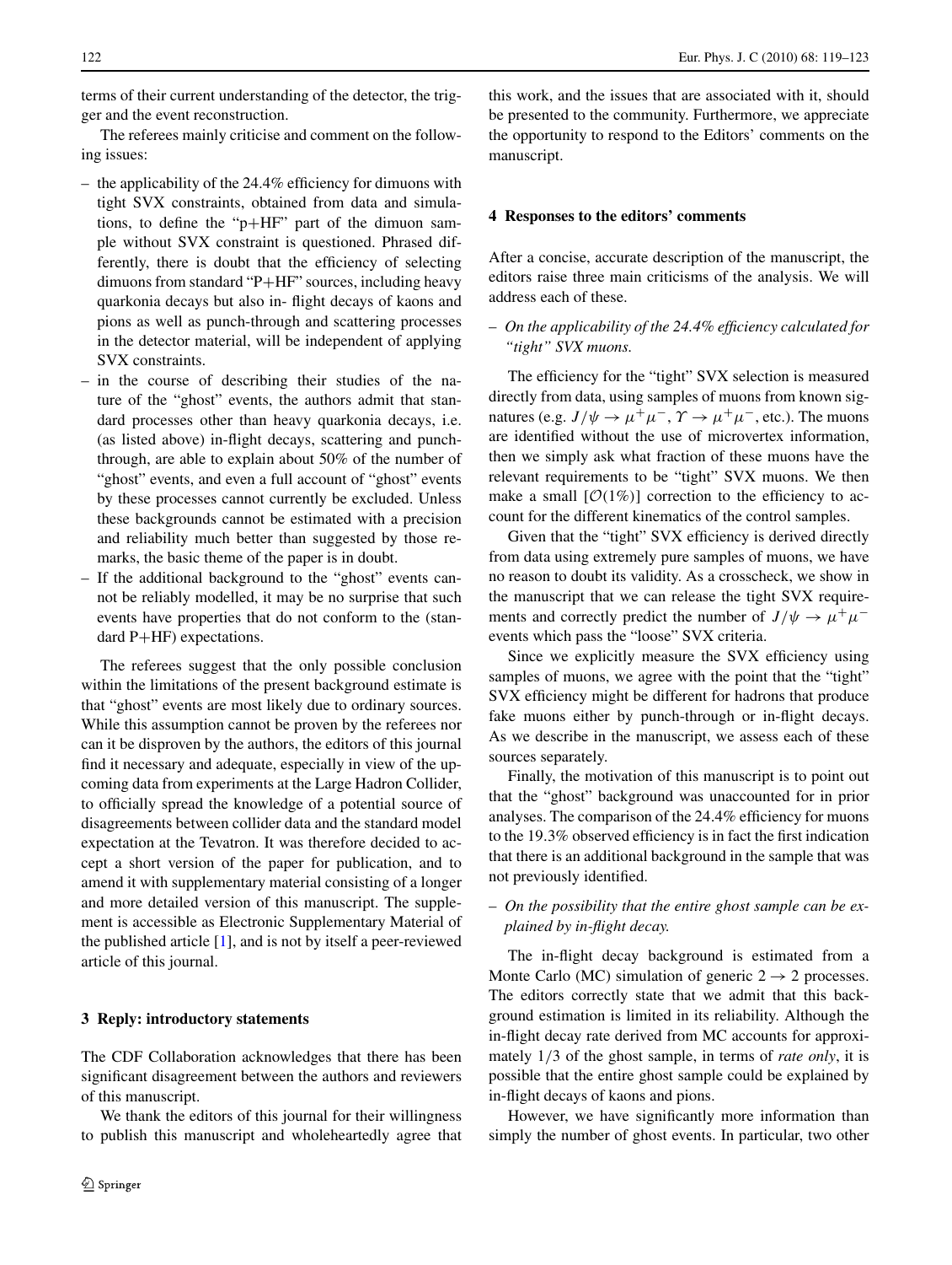terms of their current understanding of the detector, the trigger and the event reconstruction.

The referees mainly criticise and comment on the following issues:

- the applicability of the 24.4% efficiency for dimuons with tight SVX constraints, obtained from data and simulations, to define the "p+HF" part of the dimuon sample without SVX constraint is questioned. Phrased differently, there is doubt that the efficiency of selecting dimuons from standard "P+HF" sources, including heavy quarkonia decays but also in- flight decays of kaons and pions as well as punch-through and scattering processes in the detector material, will be independent of applying SVX constraints.
- in the course of describing their studies of the nature of the "ghost" events, the authors admit that standard processes other than heavy quarkonia decays, i.e. (as listed above) in-flight decays, scattering and punch-through, are able to explain about 50% of the number of "ghost" events, and even a full account of "ghost" events by these processes cannot currently be excluded. Unless these backgrounds cannot be estimated with a precision and reliability much better than suggested by those remarks, the basic theme of the paper is in doubt.
- If the additional background to the "ghost" events cannot be reliably modelled, it may be no surprise that such events have properties that do not conform to the (standard P+HF) expectations.

The referees suggest that the only possible conclusion within the limitations of the present background estimate is that "ghost" events are most likely due to ordinary sources. While this assumption cannot be proven by the referees nor can it be disproven by the authors, the editors of this journal find it necessary and adequate, especially in view of the upcoming data from experiments at the Large Hadron Collider, to officially spread the knowledge of a potential source of disagreements between collider data and the standard model expectation at the Tevatron. It was therefore decided to accept a short version of the paper for publication, and to amend it with supplementary material consisting of a longer and more detailed version of this manuscript. The supplement is accessible as Electronic Supplementary Material of the published article [1], and is not by itself a peer-reviewed article of this journal.

## 3 Reply: introductory statements

The CDF Collaboration acknowledges that there has been significant disagreement between the authors and reviewers of this manuscript.

We thank the editors of this journal for their willingness to publish this manuscript and wholeheartedly agree that this work, and the issues that are associated with it, should be presented to the community. Furthermore, we appreciate the opportunity to respond to the Editors' comments on the manuscript.

## 4 Responses to the editors' comments

After a concise, accurate description of the manuscript, the editors raise three main criticisms of the analysis. We will address each of these.

- *On the applicability of the 24.4% efficiency calculated for "tight" SVX muons.*

The efficiency for the "tight" SVX selection is measured directly from data, using samples of muons from known signatures (e.g. $J/\psi \to \mu^+\mu^-$, $\Upsilon \to \mu^+\mu^-$, etc.). The muons are identified without the use of microvertex information, then we simply ask what fraction of these muons have the relevant requirements to be "tight" SVX muons. We then make a small [$\mathcal{O}(1\%)$] correction to the efficiency to account for the different kinematics of the control samples.

Given that the "tight" SVX efficiency is derived directly from data using extremely pure samples of muons, we have no reason to doubt its validity. As a crosscheck, we show in the manuscript that we can release the tight SVX requirements and correctly predict the number of $J/\psi \to \mu^+\mu^-$ events which pass the "loose" SVX criteria.

Since we explicitly measure the SVX efficiency using samples of muons, we agree with the point that the "tight" SVX efficiency might be different for hadrons that produce fake muons either by punch-through or in-flight decays. As we describe in the manuscript, we assess each of these sources separately.

Finally, the motivation of this manuscript is to point out that the "ghost" background was unaccounted for in prior analyses. The comparison of the 24.4% efficiency for muons to the 19.3% observed efficiency is in fact the first indication that there is an additional background in the sample that was not previously identified.

- *On the possibility that the entire ghost sample can be explained by in-flight decay.*

The in-flight decay background is estimated from a Monte Carlo (MC) simulation of generic $2 \to 2$ processes. The editors correctly state that we admit that this background estimation is limited in its reliability. Although the in-flight decay rate derived from MC accounts for approximately 1/3 of the ghost sample, in terms of *rate only*, it is possible that the entire ghost sample could be explained by in-flight decays of kaons and pions.

However, we have significantly more information than simply the number of ghost events. In particular, two other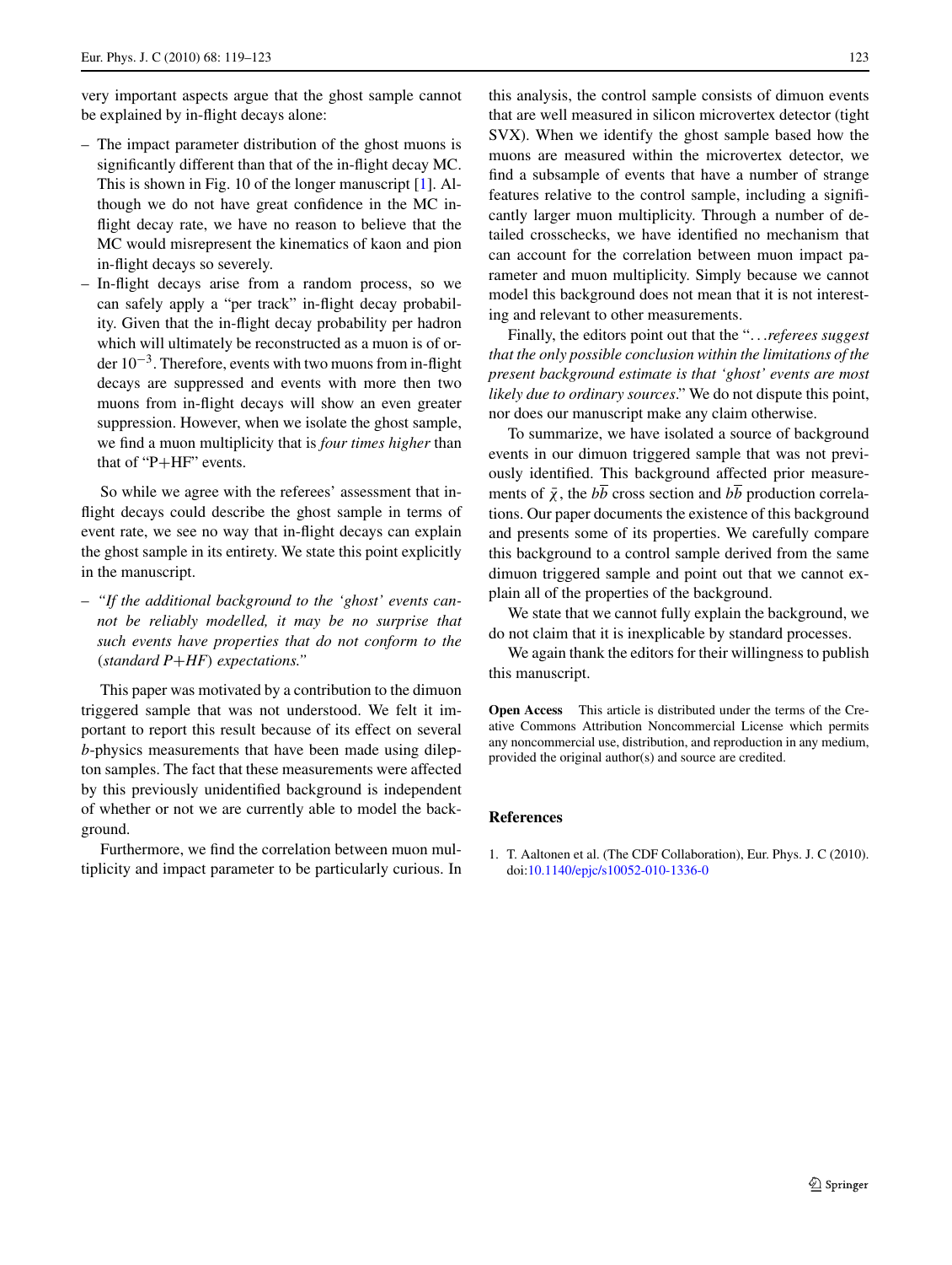very important aspects argue that the ghost sample cannot be explained by in-flight decays alone:

- The impact parameter distribution of the ghost muons is significantly different than that of the in-flight decay MC. This is shown in Fig. 10 of the longer manuscript [1]. Although we do not have great confidence in the MC in-flight decay rate, we have no reason to believe that the MC would misrepresent the kinematics of kaon and pion in-flight decays so severely.
- In-flight decays arise from a random process, so we can safely apply a "per track" in-flight decay probability. Given that the in-flight decay probability per hadron which will ultimately be reconstructed as a muon is of order $10^{-3}$. Therefore, events with two muons from in-flight decays are suppressed and events with more then two muons from in-flight decays will show an even greater suppression. However, when we isolate the ghost sample, we find a muon multiplicity that is *four times higher* than that of "P+HF" events.

So while we agree with the referees' assessment that in-flight decays could describe the ghost sample in terms of event rate, we see no way that in-flight decays can explain the ghost sample in its entirety. We state this point explicitly in the manuscript.

- *"If the additional background to the 'ghost' events cannot be reliably modelled, it may be no surprise that such events have properties that do not conform to the (standard P+HF) expectations."*

This paper was motivated by a contribution to the dimuon triggered sample that was not understood. We felt it important to report this result because of its effect on several *b*-physics measurements that have been made using dilepton samples. The fact that these measurements were affected by this previously unidentified background is independent of whether or not we are currently able to model the background.

Furthermore, we find the correlation between muon multiplicity and impact parameter to be particularly curious. In this analysis, the control sample consists of dimuon events that are well measured in silicon microvertex detector (tight SVX). When we identify the ghost sample based how the muons are measured within the microvertex detector, we find a subsample of events that have a number of strange features relative to the control sample, including a significantly larger muon multiplicity. Through a number of detailed crosschecks, we have identified no mechanism that can account for the correlation between muon impact parameter and muon multiplicity. Simply because we cannot model this background does not mean that it is not interesting and relevant to other measurements.

Finally, the editors point out that the "…*referees suggest that the only possible conclusion within the limitations of the present background estimate is that 'ghost' events are most likely due to ordinary sources*." We do not dispute this point, nor does our manuscript make any claim otherwise.

To summarize, we have isolated a source of background events in our dimuon triggered sample that was not previously identified. This background affected prior measurements of $\bar{\chi}$, the $b\bar{b}$ cross section and $b\bar{b}$ production correlations. Our paper documents the existence of this background and presents some of its properties. We carefully compare this background to a control sample derived from the same dimuon triggered sample and point out that we cannot explain all of the properties of the background.

We state that we cannot fully explain the background, we do not claim that it is inexplicable by standard processes.

We again thank the editors for their willingness to publish this manuscript.

**Open Access** This article is distributed under the terms of the Creative Commons Attribution Noncommercial License which permits any noncommercial use, distribution, and reproduction in any medium, provided the original author(s) and source are credited.

## References

1. T. Aaltonen et al. (The CDF Collaboration), Eur. Phys. J. C (2010). doi:10.1140/epjc/s10052-010-1336-0